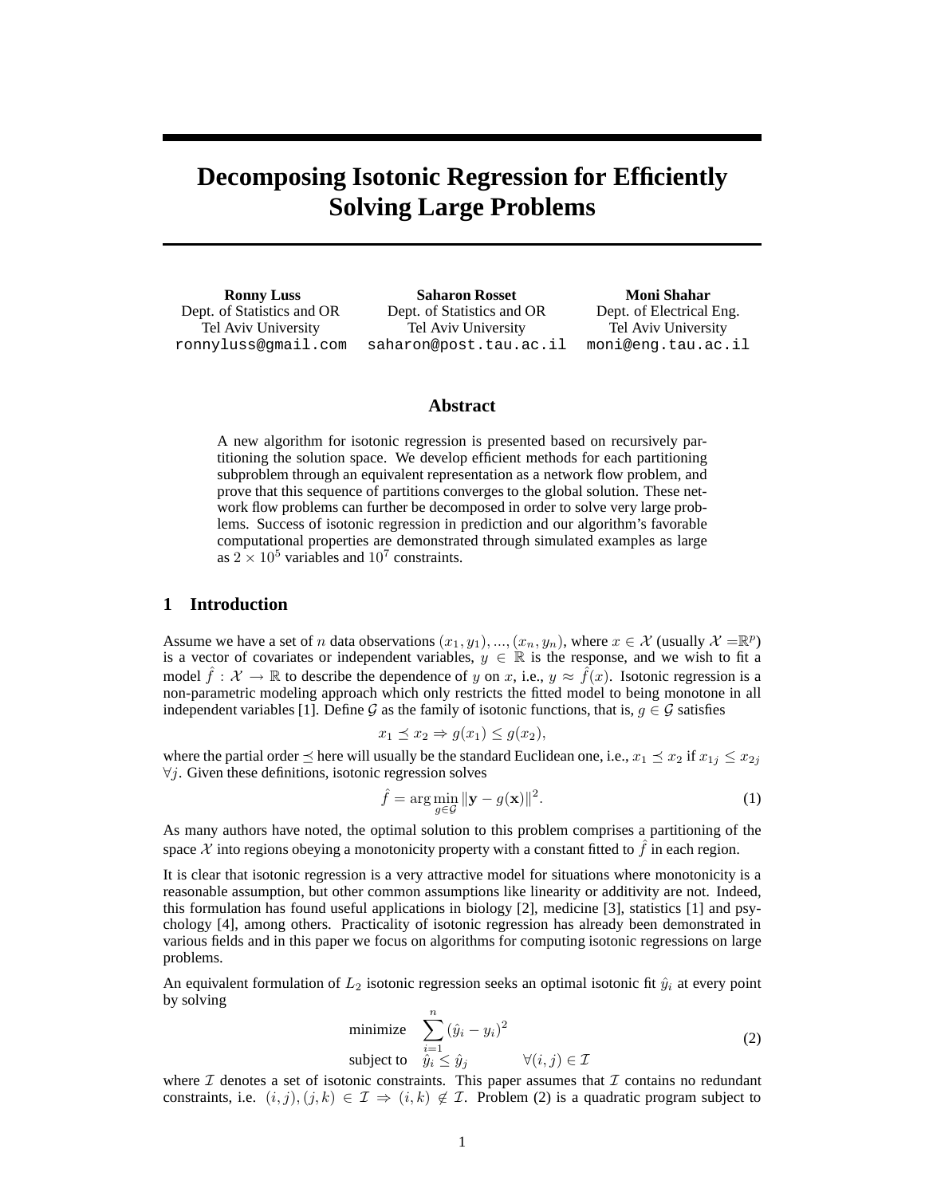# Decomposing Isotonic Regression for Efficiently Solving Large Problems

| **Ronny Luss** | **Saharon Rosset** | **Moni Shahar** |
|---|---|---|
| Dept. of Statistics and OR | Dept. of Statistics and OR | Dept. of Electrical Eng. |
| Tel Aviv University | Tel Aviv University | Tel Aviv University |
| ronnyluss@gmail.com | saharon@post.tau.ac.il | moni@eng.tau.ac.il |

## Abstract

A new algorithm for isotonic regression is presented based on recursively partitioning the solution space. We develop efficient methods for each partitioning subproblem through an equivalent representation as a network flow problem, and prove that this sequence of partitions converges to the global solution. These network flow problems can further be decomposed in order to solve very large problems. Success of isotonic regression in prediction and our algorithm's favorable computational properties are demonstrated through simulated examples as large as $2 \times 10^5$ variables and $10^7$ constraints.

## 1 Introduction

Assume we have a set of $n$ data observations $(x_1, y_1), ..., (x_n, y_n)$, where $x \in \mathcal{X}$ (usually $\mathcal{X} = \mathbb{R}^p$) is a vector of covariates or independent variables, $y \in \mathbb{R}$ is the response, and we wish to fit a model $\hat{f} : \mathcal{X} \to \mathbb{R}$ to describe the dependence of $y$ on $x$, i.e., $y \approx \hat{f}(x)$. Isotonic regression is a non-parametric modeling approach which only restricts the fitted model to being monotone in all independent variables [1]. Define $\mathcal{G}$ as the family of isotonic functions, that is, $g \in \mathcal{G}$ satisfies

$$x_1 \preceq x_2 \Rightarrow g(x_1) \leq g(x_2),$$

where the partial order $\preceq$ here will usually be the standard Euclidean one, i.e., $x_1 \preceq x_2$ if $x_{1j} \leq x_{2j}$ $\forall j$. Given these definitions, isotonic regression solves

$$\hat{f} = \arg\min_{g \in \mathcal{G}} \|\mathbf{y} - g(\mathbf{x})\|^2. \tag{1}$$

As many authors have noted, the optimal solution to this problem comprises a partitioning of the space $\mathcal{X}$ into regions obeying a monotonicity property with a constant fitted to $\hat{f}$ in each region.

It is clear that isotonic regression is a very attractive model for situations where monotonicity is a reasonable assumption, but other common assumptions like linearity or additivity are not. Indeed, this formulation has found useful applications in biology [2], medicine [3], statistics [1] and psychology [4], among others. Practicality of isotonic regression has already been demonstrated in various fields and in this paper we focus on algorithms for computing isotonic regressions on large problems.

An equivalent formulation of $L_2$ isotonic regression seeks an optimal isotonic fit $\hat{y}_i$ at every point by solving

$$\begin{array}{ll} \text{minimize} & \sum_{i=1}^{n} (\hat{y}_i - y_i)^2 \\ \text{subject to} & \hat{y}_i \leq \hat{y}_j \qquad \forall (i,j) \in \mathcal{I} \end{array} \tag{2}$$

where $\mathcal{I}$ denotes a set of isotonic constraints. This paper assumes that $\mathcal{I}$ contains no redundant constraints, i.e. $(i,j), (j,k) \in \mathcal{I} \Rightarrow (i,k) \notin \mathcal{I}$. Problem (2) is a quadratic program subject to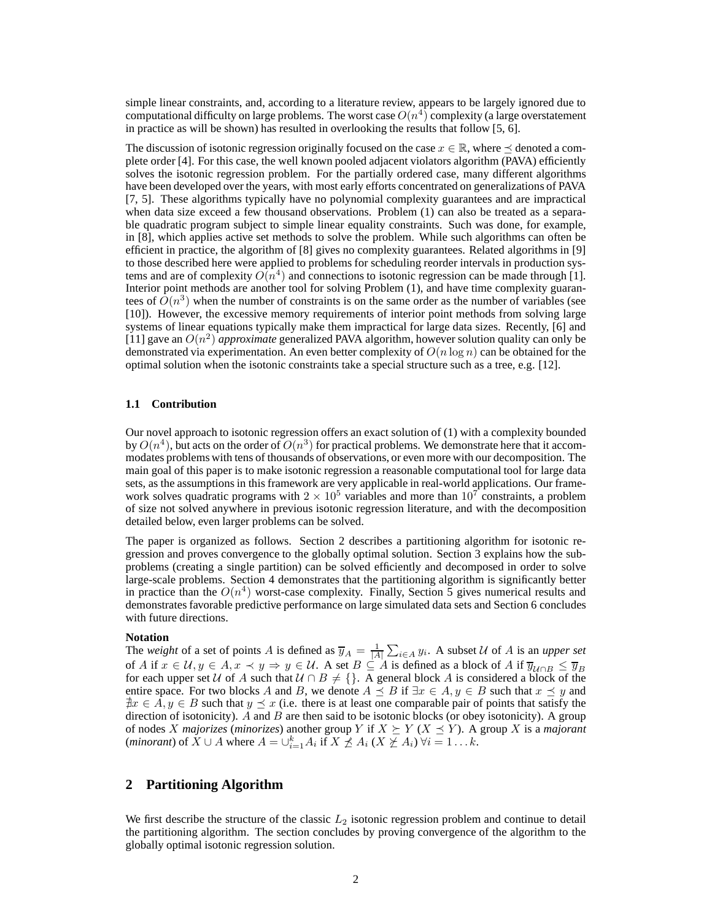simple linear constraints, and, according to a literature review, appears to be largely ignored due to computational difficulty on large problems. The worst case $O(n^4)$ complexity (a large overstatement in practice as will be shown) has resulted in overlooking the results that follow [5, 6].

The discussion of isotonic regression originally focused on the case $x \in \mathbb{R}$, where $\preceq$ denoted a complete order [4]. For this case, the well known pooled adjacent violators algorithm (PAVA) efficiently solves the isotonic regression problem. For the partially ordered case, many different algorithms have been developed over the years, with most early efforts concentrated on generalizations of PAVA [7, 5]. These algorithms typically have no polynomial complexity guarantees and are impractical when data size exceed a few thousand observations. Problem (1) can also be treated as a separable quadratic program subject to simple linear equality constraints. Such was done, for example, in [8], which applies active set methods to solve the problem. While such algorithms can often be efficient in practice, the algorithm of [8] gives no complexity guarantees. Related algorithms in [9] to those described here were applied to problems for scheduling reorder intervals in production systems and are of complexity $O(n^4)$ and connections to isotonic regression can be made through [1]. Interior point methods are another tool for solving Problem (1), and have time complexity guarantees of $O(n^3)$ when the number of constraints is on the same order as the number of variables (see [10]). However, the excessive memory requirements of interior point methods from solving large systems of linear equations typically make them impractical for large data sizes. Recently, [6] and [11] gave an $O(n^2)$ *approximate* generalized PAVA algorithm, however solution quality can only be demonstrated via experimentation. An even better complexity of $O(n \log n)$ can be obtained for the optimal solution when the isotonic constraints take a special structure such as a tree, e.g. [12].

### 1.1 Contribution

Our novel approach to isotonic regression offers an exact solution of (1) with a complexity bounded by $O(n^4)$, but acts on the order of $O(n^3)$ for practical problems. We demonstrate here that it accommodates problems with tens of thousands of observations, or even more with our decomposition. The main goal of this paper is to make isotonic regression a reasonable computational tool for large data sets, as the assumptions in this framework are very applicable in real-world applications. Our framework solves quadratic programs with $2 \times 10^5$ variables and more than $10^7$ constraints, a problem of size not solved anywhere in previous isotonic regression literature, and with the decomposition detailed below, even larger problems can be solved.

The paper is organized as follows. Section 2 describes a partitioning algorithm for isotonic regression and proves convergence to the globally optimal solution. Section 3 explains how the subproblems (creating a single partition) can be solved efficiently and decomposed in order to solve large-scale problems. Section 4 demonstrates that the partitioning algorithm is significantly better in practice than the $O(n^4)$ worst-case complexity. Finally, Section 5 gives numerical results and demonstrates favorable predictive performance on large simulated data sets and Section 6 concludes with future directions.

**Notation**

The *weight* of a set of points $A$ is defined as $\overline{y}_A = \frac{1}{|A|}\sum_{i \in A} y_i$. A subset $\mathcal{U}$ of $A$ is an *upper set* of $A$ if $x \in \mathcal{U}, y \in A, x \prec y \Rightarrow y \in \mathcal{U}$. A set $B \subseteq A$ is defined as a block of $A$ if $\overline{y}_{\mathcal{U} \cap B} \leq \overline{y}_B$ for each upper set $\mathcal{U}$ of $A$ such that $\mathcal{U} \cap B \neq \{\}$. A general block $A$ is considered a block of the entire space. For two blocks $A$ and $B$, we denote $A \preceq B$ if $\exists x \in A, y \in B$ such that $x \preceq y$ and $\nexists x \in A, y \in B$ such that $y \preceq x$ (i.e. there is at least one comparable pair of points that satisfy the direction of isotonicity). $A$ and $B$ are then said to be isotonic blocks (or obey isotonicity). A group of nodes $X$ *majorizes* (*minorizes*) another group $Y$ if $X \succeq Y$ ($X \preceq Y$). A group $X$ is a *majorant* (*minorant*) of $X \cup A$ where $A = \cup_{i=1}^{k} A_i$ if $X \npreceq A_i$ ($X \nsucceq A_i$) $\forall i = 1 \ldots k$.

## 2 Partitioning Algorithm

We first describe the structure of the classic $L_2$ isotonic regression problem and continue to detail the partitioning algorithm. The section concludes by proving convergence of the algorithm to the globally optimal isotonic regression solution.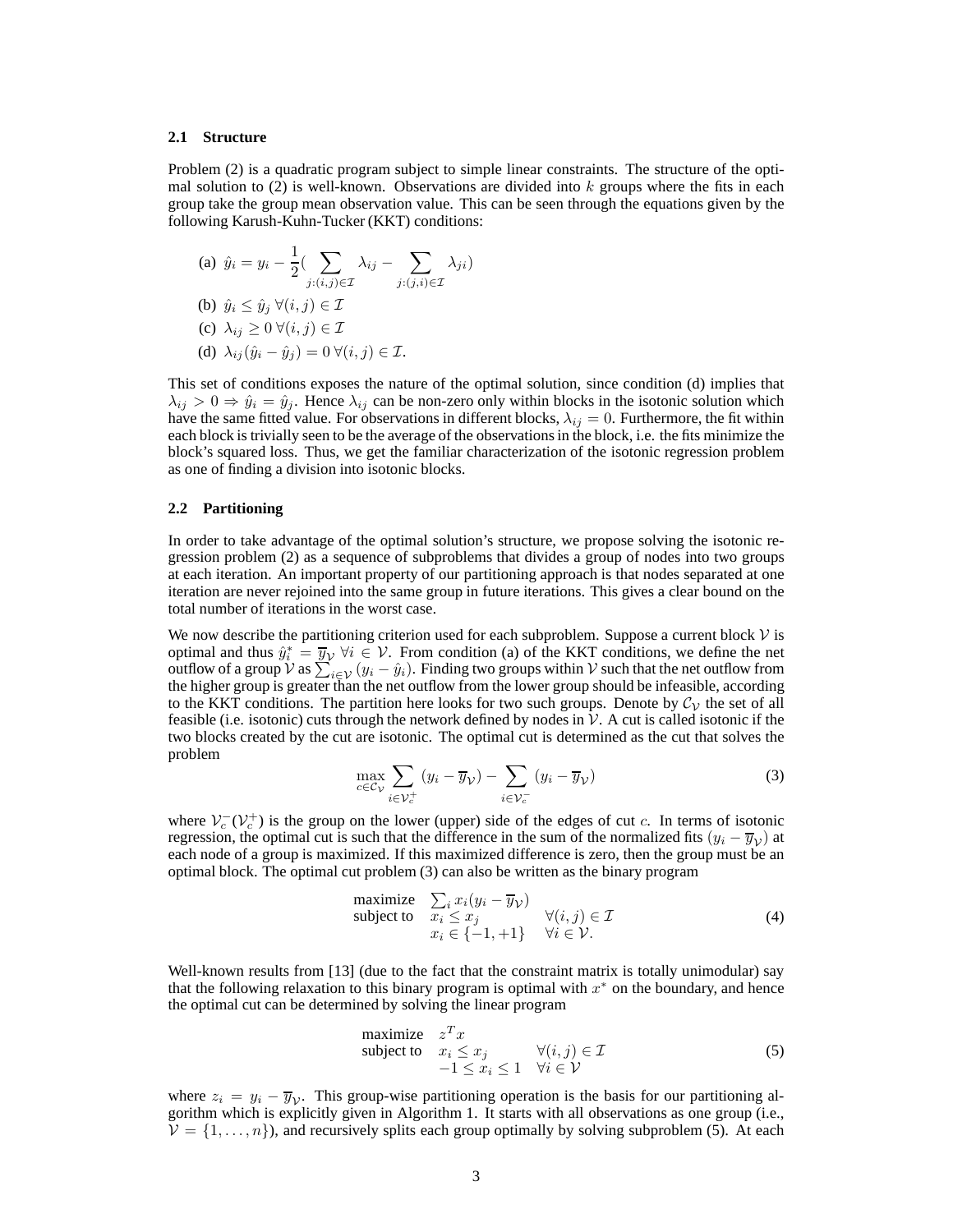### 2.1 Structure

Problem (2) is a quadratic program subject to simple linear constraints. The structure of the optimal solution to (2) is well-known. Observations are divided into $k$ groups where the fits in each group take the group mean observation value. This can be seen through the equations given by the following Karush-Kuhn-Tucker (KKT) conditions:

(a) $\hat{y}_i = y_i - \frac{1}{2}(\sum_{j:(i,j)\in\mathcal{I}} \lambda_{ij} - \sum_{j:(j,i)\in\mathcal{I}} \lambda_{ji})$

(b) $\hat{y}_i \le \hat{y}_j \; \forall (i,j) \in \mathcal{I}$

(c) $\lambda_{ij} \ge 0 \; \forall (i,j) \in \mathcal{I}$

(d) $\lambda_{ij}(\hat{y}_i - \hat{y}_j) = 0 \; \forall (i,j) \in \mathcal{I}$.

This set of conditions exposes the nature of the optimal solution, since condition (d) implies that $\lambda_{ij} > 0 \Rightarrow \hat{y}_i = \hat{y}_j$. Hence $\lambda_{ij}$ can be non-zero only within blocks in the isotonic solution which have the same fitted value. For observations in different blocks, $\lambda_{ij} = 0$. Furthermore, the fit within each block is trivially seen to be the average of the observations in the block, i.e. the fits minimize the block's squared loss. Thus, we get the familiar characterization of the isotonic regression problem as one of finding a division into isotonic blocks.

### 2.2 Partitioning

In order to take advantage of the optimal solution's structure, we propose solving the isotonic regression problem (2) as a sequence of subproblems that divides a group of nodes into two groups at each iteration. An important property of our partitioning approach is that nodes separated at one iteration are never rejoined into the same group in future iterations. This gives a clear bound on the total number of iterations in the worst case.

We now describe the partitioning criterion used for each subproblem. Suppose a current block $\mathcal{V}$ is optimal and thus $\hat{y}_i^* = \overline{y}_{\mathcal{V}} \; \forall i \in \mathcal{V}$. From condition (a) of the KKT conditions, we define the net outflow of a group $\mathcal{V}$ as $\sum_{i\in\mathcal{V}}(y_i - \hat{y}_i)$. Finding two groups within $\mathcal{V}$ such that the net outflow from the higher group is greater than the net outflow from the lower group should be infeasible, according to the KKT conditions. The partition here looks for two such groups. Denote by $\mathcal{C}_{\mathcal{V}}$ the set of all feasible (i.e. isotonic) cuts through the network defined by nodes in $\mathcal{V}$. A cut is called isotonic if the two blocks created by the cut are isotonic. The optimal cut is determined as the cut that solves the problem

$$\max_{c\in\mathcal{C}_{\mathcal{V}}} \sum_{i\in\mathcal{V}_c^+}(y_i - \overline{y}_{\mathcal{V}}) - \sum_{i\in\mathcal{V}_c^-}(y_i - \overline{y}_{\mathcal{V}}) \tag{3}$$

where $\mathcal{V}_c^-(\mathcal{V}_c^+)$ is the group on the lower (upper) side of the edges of cut $c$. In terms of isotonic regression, the optimal cut is such that the difference in the sum of the normalized fits $(y_i - \overline{y}_{\mathcal{V}})$ at each node of a group is maximized. If this maximized difference is zero, then the group must be an optimal block. The optimal cut problem (3) can also be written as the binary program

$$\begin{array}{lll} \text{maximize} & \sum_i x_i(y_i - \overline{y}_{\mathcal{V}}) & \\ \text{subject to} & x_i \le x_j & \forall (i,j) \in \mathcal{I} \\ & x_i \in \{-1,+1\} & \forall i \in \mathcal{V}. \end{array} \tag{4}$$

Well-known results from [13] (due to the fact that the constraint matrix is totally unimodular) say that the following relaxation to this binary program is optimal with $x^*$ on the boundary, and hence the optimal cut can be determined by solving the linear program

$$\begin{array}{lll} \text{maximize} & z^T x & \\ \text{subject to} & x_i \le x_j & \forall (i,j) \in \mathcal{I} \\ & -1 \le x_i \le 1 & \forall i \in \mathcal{V} \end{array} \tag{5}$$

where $z_i = y_i - \overline{y}_{\mathcal{V}}$. This group-wise partitioning operation is the basis for our partitioning algorithm which is explicitly given in Algorithm 1. It starts with all observations as one group (i.e., $\mathcal{V} = \{1, \ldots, n\}$), and recursively splits each group optimally by solving subproblem (5). At each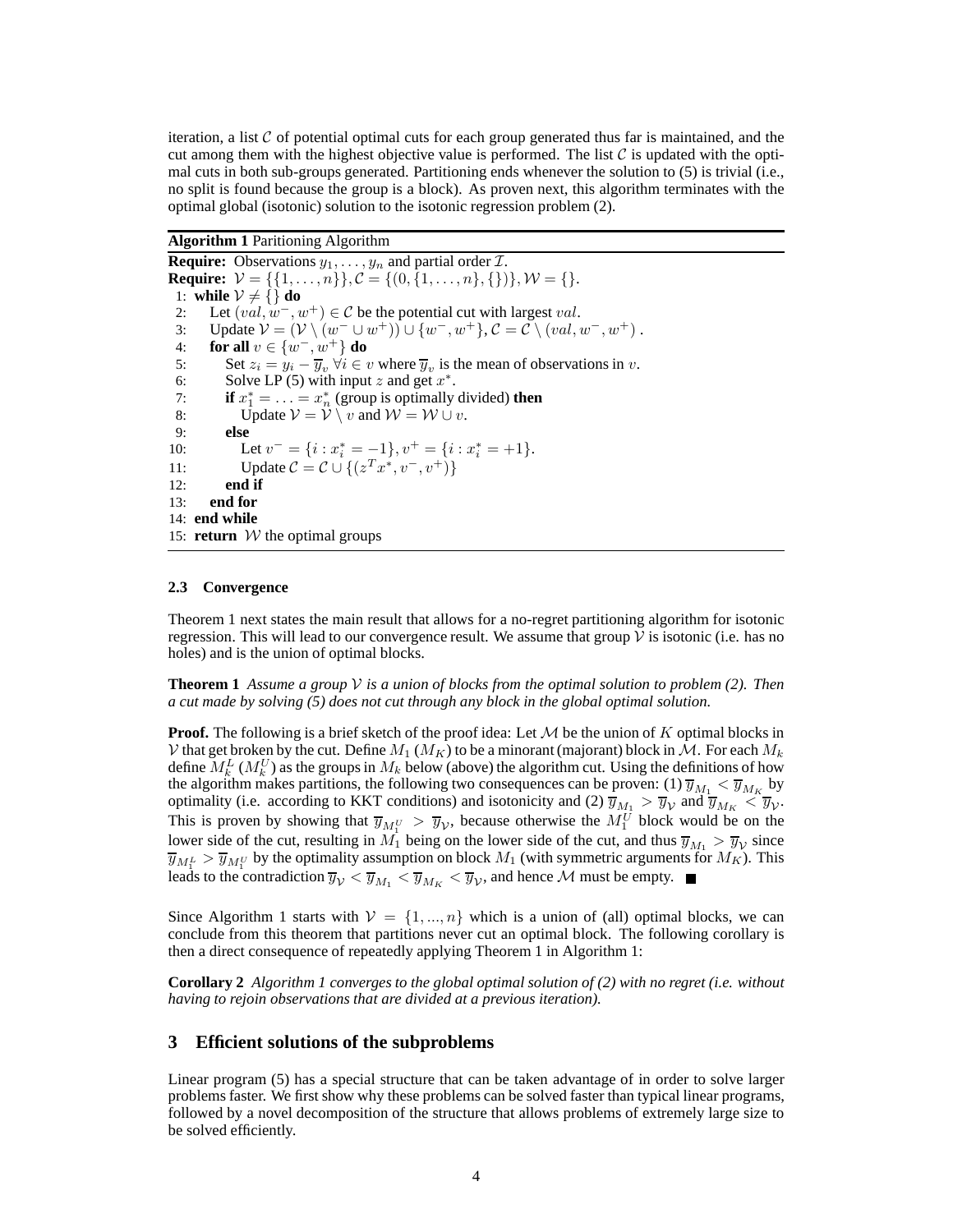iteration, a list $\mathcal{C}$ of potential optimal cuts for each group generated thus far is maintained, and the cut among them with the highest objective value is performed. The list $\mathcal{C}$ is updated with the optimal cuts in both sub-groups generated. Partitioning ends whenever the solution to (5) is trivial (i.e., no split is found because the group is a block). As proven next, this algorithm terminates with the optimal global (isotonic) solution to the isotonic regression problem (2).

**Algorithm 1** Paritioning Algorithm

**Require:** Observations $y_1, \ldots, y_n$ and partial order $\mathcal{I}$.
**Require:** $\mathcal{V} = \{\{1, \ldots, n\}\}, \mathcal{C} = \{(0, \{1, \ldots, n\}, \{\})\}, \mathcal{W} = \{\}$.

1: **while** $\mathcal{V} \neq \{\}$ **do**
2: Let $(val, w^-, w^+) \in \mathcal{C}$ be the potential cut with largest $val$.
3: Update $\mathcal{V} = (\mathcal{V} \setminus (w^- \cup w^+)) \cup \{w^-, w^+\}, \mathcal{C} = \mathcal{C} \setminus (val, w^-, w^+)$ .
4: **for all** $v \in \{w^-, w^+\}$ **do**
5: Set $z_i = y_i - \overline{y}_v \; \forall i \in v$ where $\overline{y}_v$ is the mean of observations in $v$.
6: Solve LP (5) with input $z$ and get $x^*$.
7: **if** $x_1^* = \ldots = x_n^*$ (group is optimally divided) **then**
8: Update $\mathcal{V} = \mathcal{V} \setminus v$ and $\mathcal{W} = \mathcal{W} \cup v$.
9: **else**
10: Let $v^- = \{i : x_i^* = -1\}, v^+ = \{i : x_i^* = +1\}$.
11: Update $\mathcal{C} = \mathcal{C} \cup \{(z^T x^*, v^-, v^+)\}$
12: **end if**
13: **end for**
14: **end while**
15: **return** $\mathcal{W}$ the optimal groups

### 2.3 Convergence

Theorem 1 next states the main result that allows for a no-regret partitioning algorithm for isotonic regression. This will lead to our convergence result. We assume that group $\mathcal{V}$ is isotonic (i.e. has no holes) and is the union of optimal blocks.

**Theorem 1** *Assume a group $\mathcal{V}$ is a union of blocks from the optimal solution to problem (2). Then a cut made by solving (5) does not cut through any block in the global optimal solution.*

**Proof.** The following is a brief sketch of the proof idea: Let $\mathcal{M}$ be the union of $K$ optimal blocks in $\mathcal{V}$ that get broken by the cut. Define $M_1$ ($M_K$) to be a minorant (majorant) block in $\mathcal{M}$. For each $M_k$ define $M_k^L$ ($M_k^U$) as the groups in $M_k$ below (above) the algorithm cut. Using the definitions of how the algorithm makes partitions, the following two consequences can be proven: (1) $\overline{y}_{M_1} < \overline{y}_{M_K}$ by optimality (i.e. according to KKT conditions) and isotonicity and (2) $\overline{y}_{M_1} > \overline{y}_{\mathcal{V}}$ and $\overline{y}_{M_K} < \overline{y}_{\mathcal{V}}$. This is proven by showing that $\overline{y}_{M_1^U} > \overline{y}_{\mathcal{V}}$, because otherwise the $M_1^U$ block would be on the lower side of the cut, resulting in $M_1$ being on the lower side of the cut, and thus $\overline{y}_{M_1} > \overline{y}_{\mathcal{V}}$ since $\overline{y}_{M_1^L} > \overline{y}_{M_1^U}$ by the optimality assumption on block $M_1$ (with symmetric arguments for $M_K$). This leads to the contradiction $\overline{y}_{\mathcal{V}} < \overline{y}_{M_1} < \overline{y}_{M_K} < \overline{y}_{\mathcal{V}}$, and hence $\mathcal{M}$ must be empty. ■

Since Algorithm 1 starts with $\mathcal{V} = \{1, ..., n\}$ which is a union of (all) optimal blocks, we can conclude from this theorem that partitions never cut an optimal block. The following corollary is then a direct consequence of repeatedly applying Theorem 1 in Algorithm 1:

**Corollary 2** *Algorithm 1 converges to the global optimal solution of (2) with no regret (i.e. without having to rejoin observations that are divided at a previous iteration).*

## 3 Efficient solutions of the subproblems

Linear program (5) has a special structure that can be taken advantage of in order to solve larger problems faster. We first show why these problems can be solved faster than typical linear programs, followed by a novel decomposition of the structure that allows problems of extremely large size to be solved efficiently.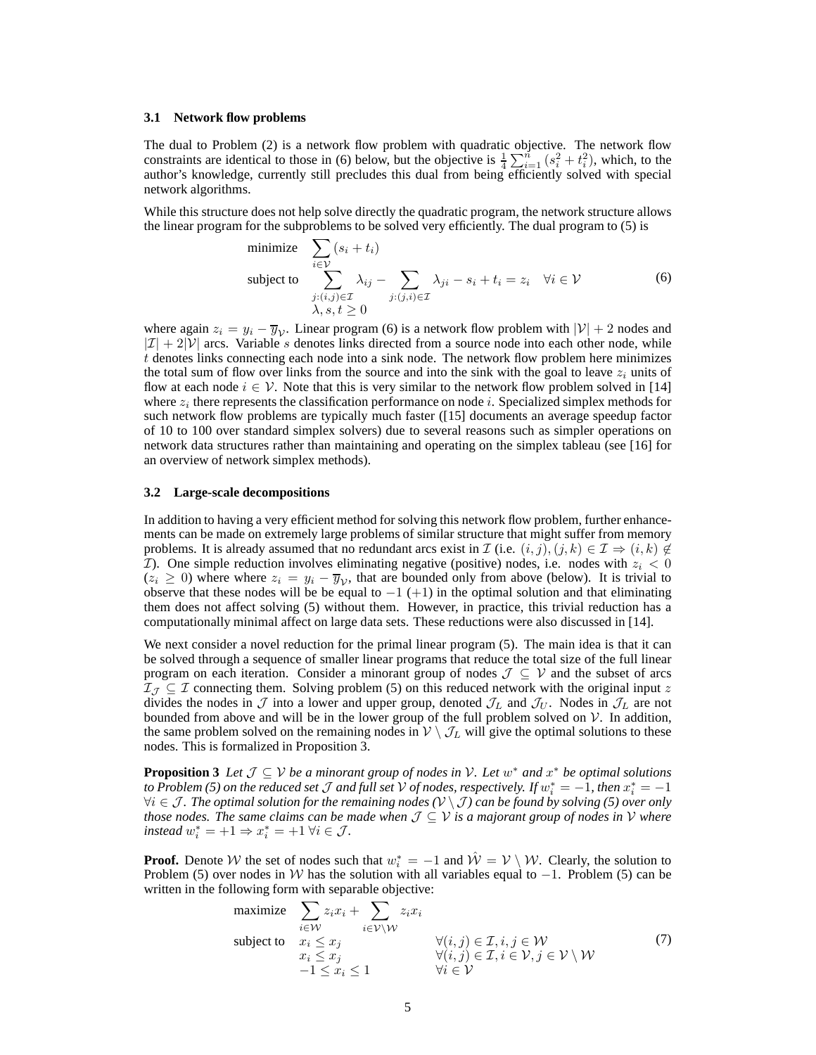### 3.1 Network flow problems

The dual to Problem (2) is a network flow problem with quadratic objective. The network flow constraints are identical to those in (6) below, but the objective is $\frac{1}{4}\sum_{i=1}^{n}(s_i^2 + t_i^2)$, which, to the author's knowledge, currently still precludes this dual from being efficiently solved with special network algorithms.

While this structure does not help solve directly the quadratic program, the network structure allows the linear program for the subproblems to be solved very efficiently. The dual program to (5) is

$$
\begin{array}{ll}
\text{minimize} & \sum_{i \in \mathcal{V}} (s_i + t_i) \\
\text{subject to} & \sum_{j:(i,j)\in\mathcal{I}} \lambda_{ij} - \sum_{j:(j,i)\in\mathcal{I}} \lambda_{ji} - s_i + t_i = z_i \quad \forall i \in \mathcal{V} \\
& \lambda, s, t \geq 0
\end{array}
\tag{6}
$$

where again $z_i = y_i - \overline{y}_{\mathcal{V}}$. Linear program (6) is a network flow problem with $|\mathcal{V}| + 2$ nodes and $|\mathcal{I}| + 2|\mathcal{V}|$ arcs. Variable $s$ denotes links directed from a source node into each other node, while $t$ denotes links connecting each node into a sink node. The network flow problem here minimizes the total sum of flow over links from the source and into the sink with the goal to leave $z_i$ units of flow at each node $i \in \mathcal{V}$. Note that this is very similar to the network flow problem solved in [14] where $z_i$ there represents the classification performance on node $i$. Specialized simplex methods for such network flow problems are typically much faster ([15] documents an average speedup factor of 10 to 100 over standard simplex solvers) due to several reasons such as simpler operations on network data structures rather than maintaining and operating on the simplex tableau (see [16] for an overview of network simplex methods).

### 3.2 Large-scale decompositions

In addition to having a very efficient method for solving this network flow problem, further enhancements can be made on extremely large problems of similar structure that might suffer from memory problems. It is already assumed that no redundant arcs exist in $\mathcal{I}$ (i.e. $(i,j),(j,k) \in \mathcal{I} \Rightarrow (i,k) \notin \mathcal{I}$). One simple reduction involves eliminating negative (positive) nodes, i.e. nodes with $z_i < 0$ ($z_i \geq 0$) where where $z_i = y_i - \overline{y}_{\mathcal{V}}$, that are bounded only from above (below). It is trivial to observe that these nodes will be be equal to $-1$ ($+1$) in the optimal solution and that eliminating them does not affect solving (5) without them. However, in practice, this trivial reduction has a computationally minimal affect on large data sets. These reductions were also discussed in [14].

We next consider a novel reduction for the primal linear program (5). The main idea is that it can be solved through a sequence of smaller linear programs that reduce the total size of the full linear program on each iteration. Consider a minorant group of nodes $\mathcal{J} \subseteq \mathcal{V}$ and the subset of arcs $\mathcal{I}_{\mathcal{J}} \subseteq \mathcal{I}$ connecting them. Solving problem (5) on this reduced network with the original input $z$ divides the nodes in $\mathcal{J}$ into a lower and upper group, denoted $\mathcal{J}_L$ and $\mathcal{J}_U$. Nodes in $\mathcal{J}_L$ are not bounded from above and will be in the lower group of the full problem solved on $\mathcal{V}$. In addition, the same problem solved on the remaining nodes in $\mathcal{V} \setminus \mathcal{J}_L$ will give the optimal solutions to these nodes. This is formalized in Proposition 3.

**Proposition 3** *Let $\mathcal{J} \subseteq \mathcal{V}$ be a minorant group of nodes in $\mathcal{V}$. Let $w^*$ and $x^*$ be optimal solutions to Problem (5) on the reduced set $\mathcal{J}$ and full set $\mathcal{V}$ of nodes, respectively. If $w_i^* = -1$, then $x_i^* = -1$ $\forall i \in \mathcal{J}$. The optimal solution for the remaining nodes ($\mathcal{V} \setminus \mathcal{J}$) can be found by solving (5) over only those nodes. The same claims can be made when $\mathcal{J} \subseteq \mathcal{V}$ is a majorant group of nodes in $\mathcal{V}$ where instead $w_i^* = +1 \Rightarrow x_i^* = +1$ $\forall i \in \mathcal{J}$.*

**Proof.** Denote $\mathcal{W}$ the set of nodes such that $w_i^* = -1$ and $\hat{\mathcal{W}} = \mathcal{V} \setminus \mathcal{W}$. Clearly, the solution to Problem (5) over nodes in $\mathcal{W}$ has the solution with all variables equal to $-1$. Problem (5) can be written in the following form with separable objective:

$$
\begin{array}{lll}
\text{maximize} & \sum_{i \in \mathcal{W}} z_i x_i + \sum_{i \in \mathcal{V} \setminus \mathcal{W}} z_i x_i & \\
\text{subject to} & x_i \leq x_j & \forall (i,j) \in \mathcal{I}, i,j \in \mathcal{W} \\
& x_i \leq x_j & \forall (i,j) \in \mathcal{I}, i \in \mathcal{V}, j \in \mathcal{V} \setminus \mathcal{W} \\
& -1 \leq x_i \leq 1 & \forall i \in \mathcal{V}
\end{array}
\tag{7}
$$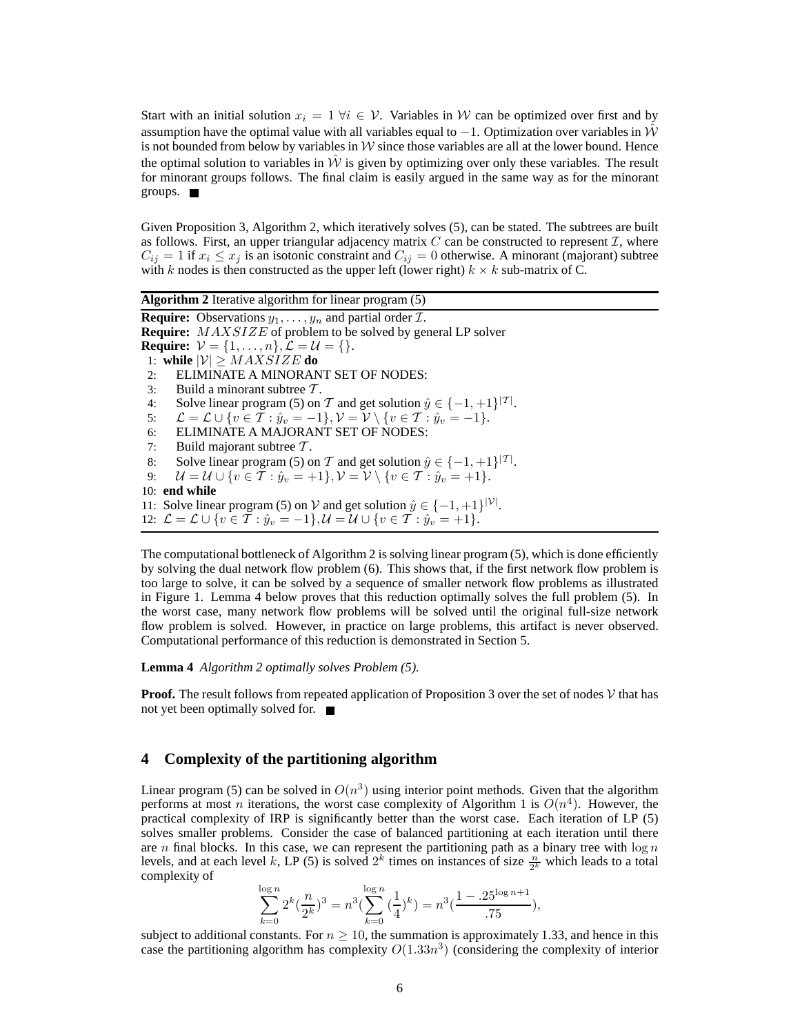Start with an initial solution $x_i = 1 \; \forall i \in \mathcal{V}$. Variables in $\mathcal{W}$ can be optimized over first and by assumption have the optimal value with all variables equal to $-1$. Optimization over variables in $\hat{\mathcal{W}}$ is not bounded from below by variables in $\mathcal{W}$ since those variables are all at the lower bound. Hence the optimal solution to variables in $\hat{\mathcal{W}}$ is given by optimizing over only these variables. The result for minorant groups follows. The final claim is easily argued in the same way as for the minorant groups. ■

Given Proposition 3, Algorithm 2, which iteratively solves (5), can be stated. The subtrees are built as follows. First, an upper triangular adjacency matrix $C$ can be constructed to represent $\mathcal{I}$, where $C_{ij} = 1$ if $x_i \leq x_j$ is an isotonic constraint and $C_{ij} = 0$ otherwise. A minorant (majorant) subtree with $k$ nodes is then constructed as the upper left (lower right) $k \times k$ sub-matrix of C.

**Algorithm 2** Iterative algorithm for linear program (5)

**Require:** Observations $y_1, \ldots, y_n$ and partial order $\mathcal{I}$.
**Require:** $MAXSIZE$ of problem to be solved by general LP solver
**Require:** $\mathcal{V} = \{1, \ldots, n\}, \mathcal{L} = \mathcal{U} = \{\}$.

1: **while** $|\mathcal{V}| \geq MAXSIZE$ **do**
2: ELIMINATE A MINORANT SET OF NODES:
3: Build a minorant subtree $\mathcal{T}$.
4: Solve linear program (5) on $\mathcal{T}$ and get solution $\hat{y} \in \{-1, +1\}^{|\mathcal{T}|}$.
5: $\mathcal{L} = \mathcal{L} \cup \{v \in \mathcal{T} : \hat{y}_v = -1\}, \mathcal{V} = \mathcal{V} \setminus \{v \in \mathcal{T} : \hat{y}_v = -1\}$.
6: ELIMINATE A MAJORANT SET OF NODES:
7: Build majorant subtree $\mathcal{T}$.
8: Solve linear program (5) on $\mathcal{T}$ and get solution $\hat{y} \in \{-1, +1\}^{|\mathcal{T}|}$.
9: $\mathcal{U} = \mathcal{U} \cup \{v \in \mathcal{T} : \hat{y}_v = +1\}, \mathcal{V} = \mathcal{V} \setminus \{v \in \mathcal{T} : \hat{y}_v = +1\}$.
10: **end while**
11: Solve linear program (5) on $\mathcal{V}$ and get solution $\hat{y} \in \{-1, +1\}^{|\mathcal{V}|}$.
12: $\mathcal{L} = \mathcal{L} \cup \{v \in \mathcal{T} : \hat{y}_v = -1\}, \mathcal{U} = \mathcal{U} \cup \{v \in \mathcal{T} : \hat{y}_v = +1\}$.

The computational bottleneck of Algorithm 2 is solving linear program (5), which is done efficiently by solving the dual network flow problem (6). This shows that, if the first network flow problem is too large to solve, it can be solved by a sequence of smaller network flow problems as illustrated in Figure 1. Lemma 4 below proves that this reduction optimally solves the full problem (5). In the worst case, many network flow problems will be solved until the original full-size network flow problem is solved. However, in practice on large problems, this artifact is never observed. Computational performance of this reduction is demonstrated in Section 5.

**Lemma 4** *Algorithm 2 optimally solves Problem (5).*

**Proof.** The result follows from repeated application of Proposition 3 over the set of nodes $\mathcal{V}$ that has not yet been optimally solved for. ■

## 4 Complexity of the partitioning algorithm

Linear program (5) can be solved in $O(n^3)$ using interior point methods. Given that the algorithm performs at most $n$ iterations, the worst case complexity of Algorithm 1 is $O(n^4)$. However, the practical complexity of IRP is significantly better than the worst case. Each iteration of LP (5) solves smaller problems. Consider the case of balanced partitioning at each iteration until there are $n$ final blocks. In this case, we can represent the partitioning path as a binary tree with $\log n$ levels, and at each level $k$, LP (5) is solved $2^k$ times on instances of size $\frac{n}{2^k}$ which leads to a total complexity of

$$\sum_{k=0}^{\log n} 2^k \left(\frac{n}{2^k}\right)^3 = n^3 \left(\sum_{k=0}^{\log n} \left(\frac{1}{4}\right)^k\right) = n^3 \left(\frac{1 - .25^{\log n + 1}}{.75}\right),$$

subject to additional constants. For $n \geq 10$, the summation is approximately 1.33, and hence in this case the partitioning algorithm has complexity $O(1.33n^3)$ (considering the complexity of interior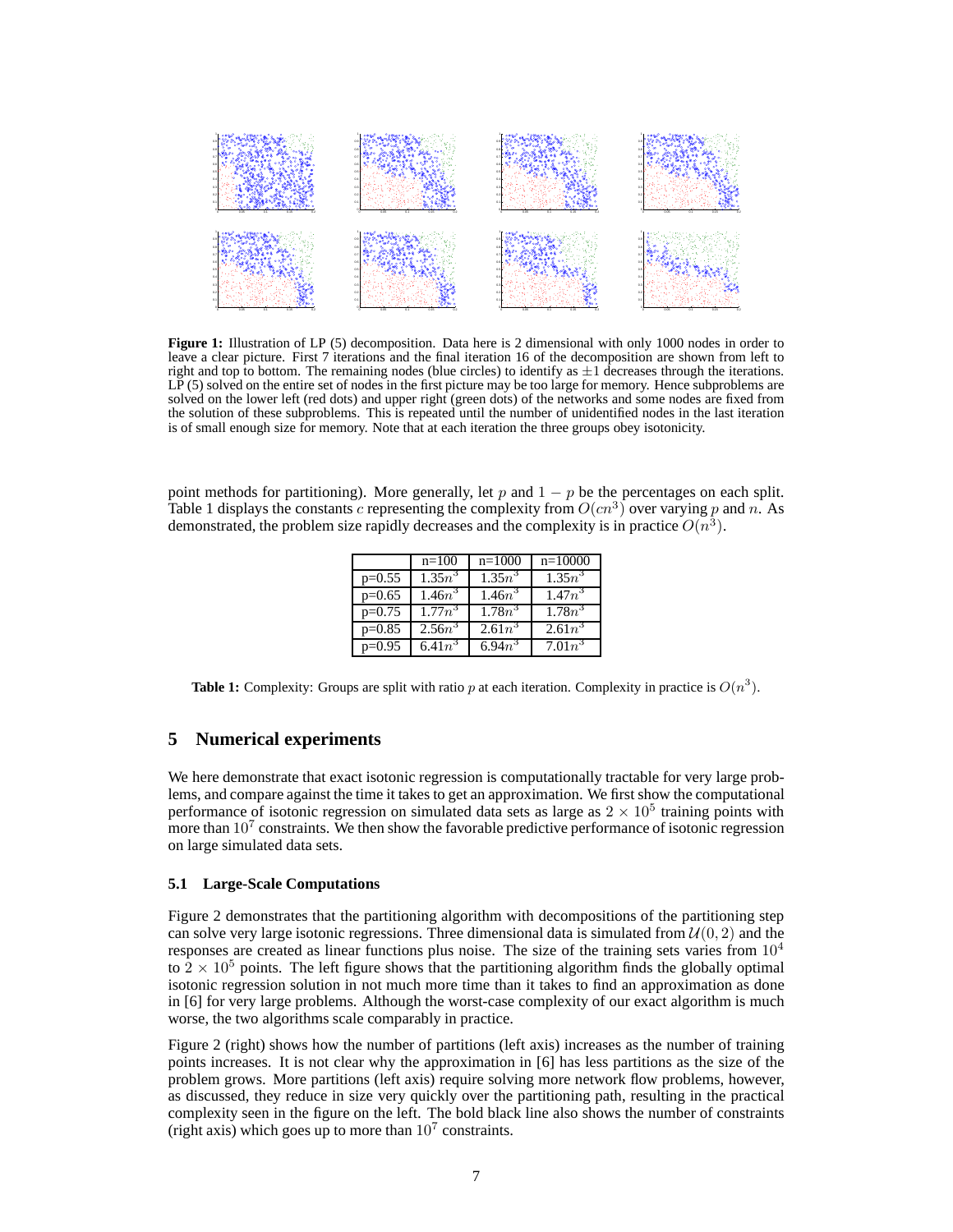**Figure 1:** Illustration of LP (5) decomposition. Data here is 2 dimensional with only 1000 nodes in order to leave a clear picture. First 7 iterations and the final iteration 16 of the decomposition are shown from left to right and top to bottom. The remaining nodes (blue circles) to identify as $\pm 1$ decreases through the iterations. LP (5) solved on the entire set of nodes in the first picture may be too large for memory. Hence subproblems are solved on the lower left (red dots) and upper right (green dots) of the networks and some nodes are fixed from the solution of these subproblems. This is repeated until the number of unidentified nodes in the last iteration is of small enough size for memory. Note that at each iteration the three groups obey isotonicity.

point methods for partitioning). More generally, let $p$ and $1-p$ be the percentages on each split. Table 1 displays the constants $c$ representing the complexity from $O(cn^3)$ over varying $p$ and $n$. As demonstrated, the problem size rapidly decreases and the complexity is in practice $O(n^3)$.

| | n=100 | n=1000 | n=10000 |
|---|---|---|---|
| p=0.55 | $1.35n^3$ | $1.35n^3$ | $1.35n^3$ |
| p=0.65 | $1.46n^3$ | $1.46n^3$ | $1.47n^3$ |
| p=0.75 | $1.77n^3$ | $1.78n^3$ | $1.78n^3$ |
| p=0.85 | $2.56n^3$ | $2.61n^3$ | $2.61n^3$ |
| p=0.95 | $6.41n^3$ | $6.94n^3$ | $7.01n^3$ |

**Table 1:** Complexity: Groups are split with ratio $p$ at each iteration. Complexity in practice is $O(n^3)$.

## 5 Numerical experiments

We here demonstrate that exact isotonic regression is computationally tractable for very large problems, and compare against the time it takes to get an approximation. We first show the computational performance of isotonic regression on simulated data sets as large as $2 \times 10^5$ training points with more than $10^7$ constraints. We then show the favorable predictive performance of isotonic regression on large simulated data sets.

### 5.1 Large-Scale Computations

Figure 2 demonstrates that the partitioning algorithm with decompositions of the partitioning step can solve very large isotonic regressions. Three dimensional data is simulated from $\mathcal{U}(0, 2)$ and the responses are created as linear functions plus noise. The size of the training sets varies from $10^4$ to $2 \times 10^5$ points. The left figure shows that the partitioning algorithm finds the globally optimal isotonic regression solution in not much more time than it takes to find an approximation as done in [6] for very large problems. Although the worst-case complexity of our exact algorithm is much worse, the two algorithms scale comparably in practice.

Figure 2 (right) shows how the number of partitions (left axis) increases as the number of training points increases. It is not clear why the approximation in [6] has less partitions as the size of the problem grows. More partitions (left axis) require solving more network flow problems, however, as discussed, they reduce in size very quickly over the partitioning path, resulting in the practical complexity seen in the figure on the left. The bold black line also shows the number of constraints (right axis) which goes up to more than $10^7$ constraints.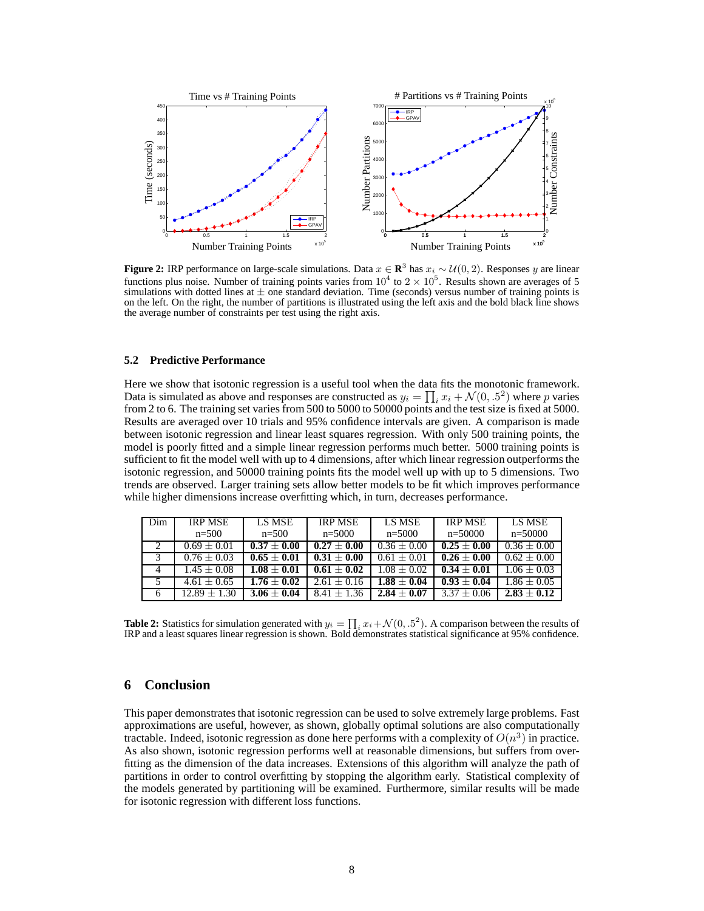**Figure 2:** IRP performance on large-scale simulations. Data $x \in \mathbf{R}^3$ has $x_i \sim \mathcal{U}(0, 2)$. Responses $y$ are linear functions plus noise. Number of training points varies from $10^4$ to $2 \times 10^5$. Results shown are averages of 5 simulations with dotted lines at $\pm$ one standard deviation. Time (seconds) versus number of training points is on the left. On the right, the number of partitions is illustrated using the left axis and the bold black line shows the average number of constraints per test using the right axis.

### 5.2 Predictive Performance

Here we show that isotonic regression is a useful tool when the data fits the monotonic framework. Data is simulated as above and responses are constructed as $y_i = \prod_i x_i + \mathcal{N}(0, .5^2)$ where $p$ varies from 2 to 6. The training set varies from 500 to 5000 to 50000 points and the test size is fixed at 5000. Results are averaged over 10 trials and 95% confidence intervals are given. A comparison is made between isotonic regression and linear least squares regression. With only 500 training points, the model is poorly fitted and a simple linear regression performs much better. 5000 training points is sufficient to fit the model well with up to 4 dimensions, after which linear regression outperforms the isotonic regression, and 50000 training points fits the model well up with up to 5 dimensions. Two trends are observed. Larger training sets allow better models to be fit which improves performance while higher dimensions increase overfitting which, in turn, decreases performance.

| Dim | IRP MSE n=500 | LS MSE n=500 | IRP MSE n=5000 | LS MSE n=5000 | IRP MSE n=50000 | LS MSE n=50000 |
|---|---|---|---|---|---|---|
| 2 | $0.69 \pm 0.01$ | $\mathbf{0.37 \pm 0.00}$ | $\mathbf{0.27 \pm 0.00}$ | $0.36 \pm 0.00$ | $\mathbf{0.25 \pm 0.00}$ | $0.36 \pm 0.00$ |
| 3 | $0.76 \pm 0.03$ | $\mathbf{0.65 \pm 0.01}$ | $\mathbf{0.31 \pm 0.00}$ | $0.61 \pm 0.01$ | $\mathbf{0.26 \pm 0.00}$ | $0.62 \pm 0.00$ |
| 4 | $1.45 \pm 0.08$ | $\mathbf{1.08 \pm 0.01}$ | $\mathbf{0.61 \pm 0.02}$ | $1.08 \pm 0.02$ | $\mathbf{0.34 \pm 0.01}$ | $1.06 \pm 0.03$ |
| 5 | $4.61 \pm 0.65$ | $\mathbf{1.76 \pm 0.02}$ | $2.61 \pm 0.16$ | $\mathbf{1.88 \pm 0.04}$ | $\mathbf{0.93 \pm 0.04}$ | $1.86 \pm 0.05$ |
| 6 | $12.89 \pm 1.30$ | $\mathbf{3.06 \pm 0.04}$ | $8.41 \pm 1.36$ | $\mathbf{2.84 \pm 0.07}$ | $3.37 \pm 0.06$ | $\mathbf{2.83 \pm 0.12}$ |

**Table 2:** Statistics for simulation generated with $y_i = \prod_i x_i + \mathcal{N}(0, .5^2)$. A comparison between the results of IRP and a least squares linear regression is shown. Bold demonstrates statistical significance at 95% confidence.

## 6 Conclusion

This paper demonstrates that isotonic regression can be used to solve extremely large problems. Fast approximations are useful, however, as shown, globally optimal solutions are also computationally tractable. Indeed, isotonic regression as done here performs with a complexity of $O(n^3)$ in practice. As also shown, isotonic regression performs well at reasonable dimensions, but suffers from overfitting as the dimension of the data increases. Extensions of this algorithm will analyze the path of partitions in order to control overfitting by stopping the algorithm early. Statistical complexity of the models generated by partitioning will be examined. Furthermore, similar results will be made for isotonic regression with different loss functions.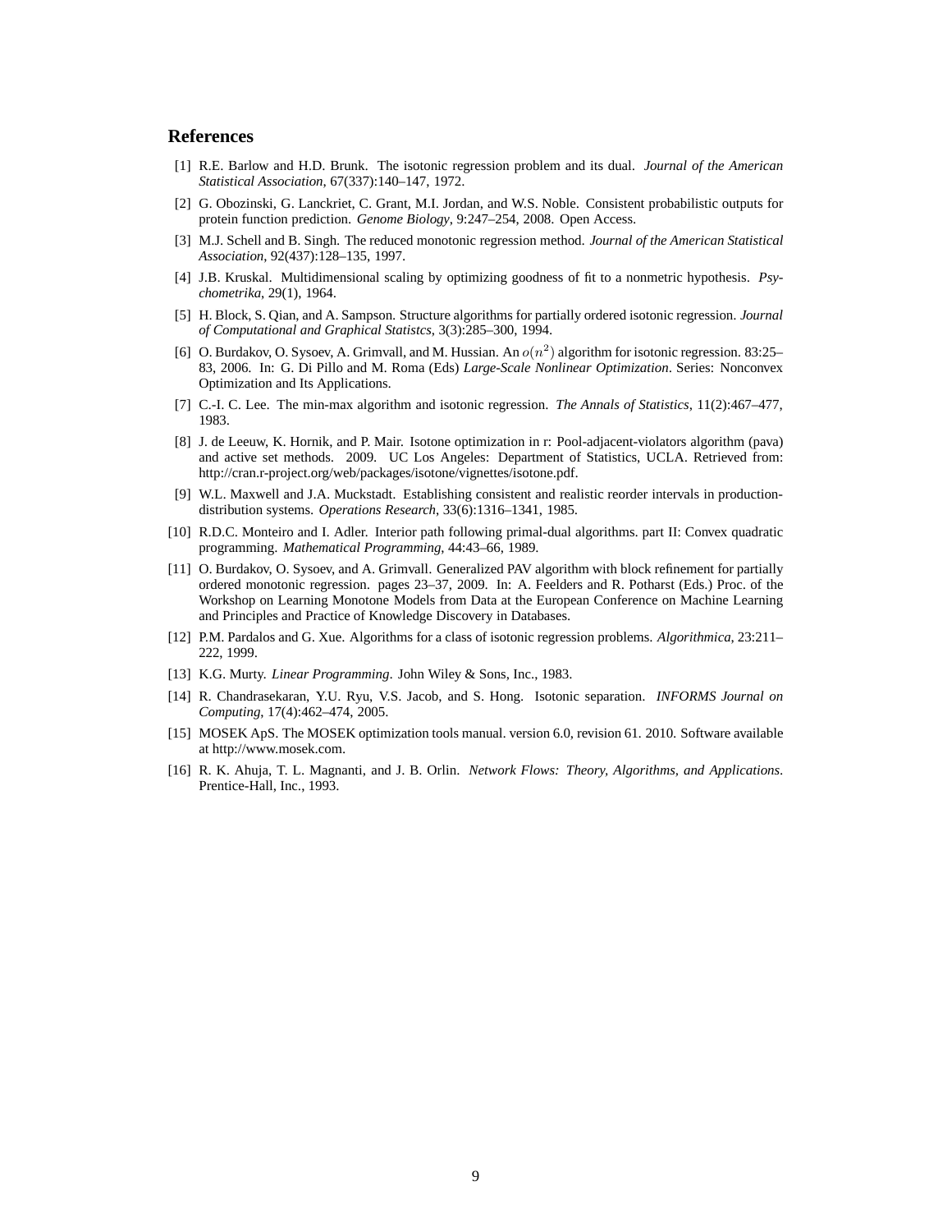## References

[1] R.E. Barlow and H.D. Brunk. The isotonic regression problem and its dual. *Journal of the American Statistical Association*, 67(337):140–147, 1972.

[2] G. Obozinski, G. Lanckriet, C. Grant, M.I. Jordan, and W.S. Noble. Consistent probabilistic outputs for protein function prediction. *Genome Biology*, 9:247–254, 2008. Open Access.

[3] M.J. Schell and B. Singh. The reduced monotonic regression method. *Journal of the American Statistical Association*, 92(437):128–135, 1997.

[4] J.B. Kruskal. Multidimensional scaling by optimizing goodness of fit to a nonmetric hypothesis. *Psychometrika*, 29(1), 1964.

[5] H. Block, S. Qian, and A. Sampson. Structure algorithms for partially ordered isotonic regression. *Journal of Computational and Graphical Statistcs*, 3(3):285–300, 1994.

[6] O. Burdakov, O. Sysoev, A. Grimvall, and M. Hussian. An $o(n^2)$ algorithm for isotonic regression. 83:25–83, 2006. In: G. Di Pillo and M. Roma (Eds) *Large-Scale Nonlinear Optimization*. Series: Nonconvex Optimization and Its Applications.

[7] C.-I. C. Lee. The min-max algorithm and isotonic regression. *The Annals of Statistics*, 11(2):467–477, 1983.

[8] J. de Leeuw, K. Hornik, and P. Mair. Isotone optimization in r: Pool-adjacent-violators algorithm (pava) and active set methods. 2009. UC Los Angeles: Department of Statistics, UCLA. Retrieved from: http://cran.r-project.org/web/packages/isotone/vignettes/isotone.pdf.

[9] W.L. Maxwell and J.A. Muckstadt. Establishing consistent and realistic reorder intervals in production-distribution systems. *Operations Research*, 33(6):1316–1341, 1985.

[10] R.D.C. Monteiro and I. Adler. Interior path following primal-dual algorithms. part II: Convex quadratic programming. *Mathematical Programming*, 44:43–66, 1989.

[11] O. Burdakov, O. Sysoev, and A. Grimvall. Generalized PAV algorithm with block refinement for partially ordered monotonic regression. pages 23–37, 2009. In: A. Feelders and R. Potharst (Eds.) Proc. of the Workshop on Learning Monotone Models from Data at the European Conference on Machine Learning and Principles and Practice of Knowledge Discovery in Databases.

[12] P.M. Pardalos and G. Xue. Algorithms for a class of isotonic regression problems. *Algorithmica*, 23:211–222, 1999.

[13] K.G. Murty. *Linear Programming*. John Wiley & Sons, Inc., 1983.

[14] R. Chandrasekaran, Y.U. Ryu, V.S. Jacob, and S. Hong. Isotonic separation. *INFORMS Journal on Computing*, 17(4):462–474, 2005.

[15] MOSEK ApS. The MOSEK optimization tools manual. version 6.0, revision 61. 2010. Software available at http://www.mosek.com.

[16] R. K. Ahuja, T. L. Magnanti, and J. B. Orlin. *Network Flows: Theory, Algorithms, and Applications*. Prentice-Hall, Inc., 1993.